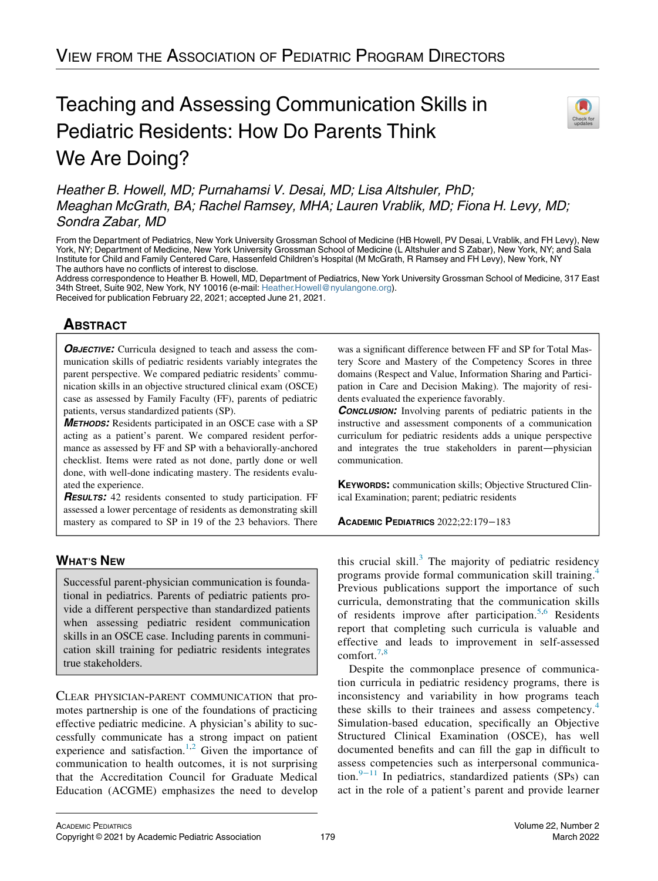VIEW FROM THE ASSOCIATION OF PEDIATRIC PROGRAM DIRECTORS

# Teaching and Assessing Communication Skills in Pediatric Residents: How Do Parents Think We Are Doing?

*Heather B. Howell, MD; Purnahamsi V. Desai, MD; Lisa Altshuler, PhD; Meaghan McGrath, BA; Rachel Ramsey, MHA; Lauren Vrablik, MD; Fiona H. Levy, MD; Sondra Zabar, MD*

From the Department of Pediatrics, New York University Grossman School of Medicine (HB Howell, PV Desai, L Vrablik, and FH Levy), New York, NY; Department of Medicine, New York University Grossman School of Medicine (L Altshuler and S Zabar), New York, NY; and Sala Institute for Child and Family Centered Care, Hassenfeld Children's Hospital (M McGrath, R Ramsey and FH Levy), New York, NY
The authors have no conflicts of interest to disclose.
Address correspondence to Heather B. Howell, MD, Department of Pediatrics, New York University Grossman School of Medicine, 317 East 34th Street, Suite 902, New York, NY 10016 (e-mail: Heather.Howell@nyulangone.org).
Received for publication February 22, 2021; accepted June 21, 2021.

## ABSTRACT

***OBJECTIVE:*** Curricula designed to teach and assess the communication skills of pediatric residents variably integrates the parent perspective. We compared pediatric residents' communication skills in an objective structured clinical exam (OSCE) case as assessed by Family Faculty (FF), parents of pediatric patients, versus standardized patients (SP).

***METHODS:*** Residents participated in an OSCE case with a SP acting as a patient's parent. We compared resident performance as assessed by FF and SP with a behaviorally-anchored checklist. Items were rated as not done, partly done or well done, with well-done indicating mastery. The residents evaluated the experience.

***RESULTS:*** 42 residents consented to study participation. FF assessed a lower percentage of residents as demonstrating skill mastery as compared to SP in 19 of the 23 behaviors. There was a significant difference between FF and SP for Total Mastery Score and Mastery of the Competency Scores in three domains (Respect and Value, Information Sharing and Participation in Care and Decision Making). The majority of residents evaluated the experience favorably.

***CONCLUSION:*** Involving parents of pediatric patients in the instructive and assessment components of a communication curriculum for pediatric residents adds a unique perspective and integrates the true stakeholders in parent—physician communication.

**KEYWORDS:** communication skills; Objective Structured Clinical Examination; parent; pediatric residents

## WHAT'S NEW

Successful parent-physician communication is foundational in pediatrics. Parents of pediatric patients provide a different perspective than standardized patients when assessing pediatric resident communication skills in an OSCE case. Including parents in communication skill training for pediatric residents integrates true stakeholders.

CLEAR PHYSICIAN-PARENT COMMUNICATION that promotes partnership is one of the foundations of practicing effective pediatric medicine. A physician's ability to successfully communicate has a strong impact on patient experience and satisfaction.[1,2] Given the importance of communication to health outcomes, it is not surprising that the Accreditation Council for Graduate Medical Education (ACGME) emphasizes the need to develop this crucial skill.[3] The majority of pediatric residency programs provide formal communication skill training.[4] Previous publications support the importance of such curricula, demonstrating that the communication skills of residents improve after participation.[5,6] Residents report that completing such curricula is valuable and effective and leads to improvement in self-assessed comfort.[7,8]

Despite the commonplace presence of communication curricula in pediatric residency programs, there is inconsistency and variability in how programs teach these skills to their trainees and assess competency.[4] Simulation-based education, specifically an Objective Structured Clinical Examination (OSCE), has well documented benefits and can fill the gap in difficult to assess competencies such as interpersonal communication.[9−11] In pediatrics, standardized patients (SPs) can act in the role of a patient's parent and provide learner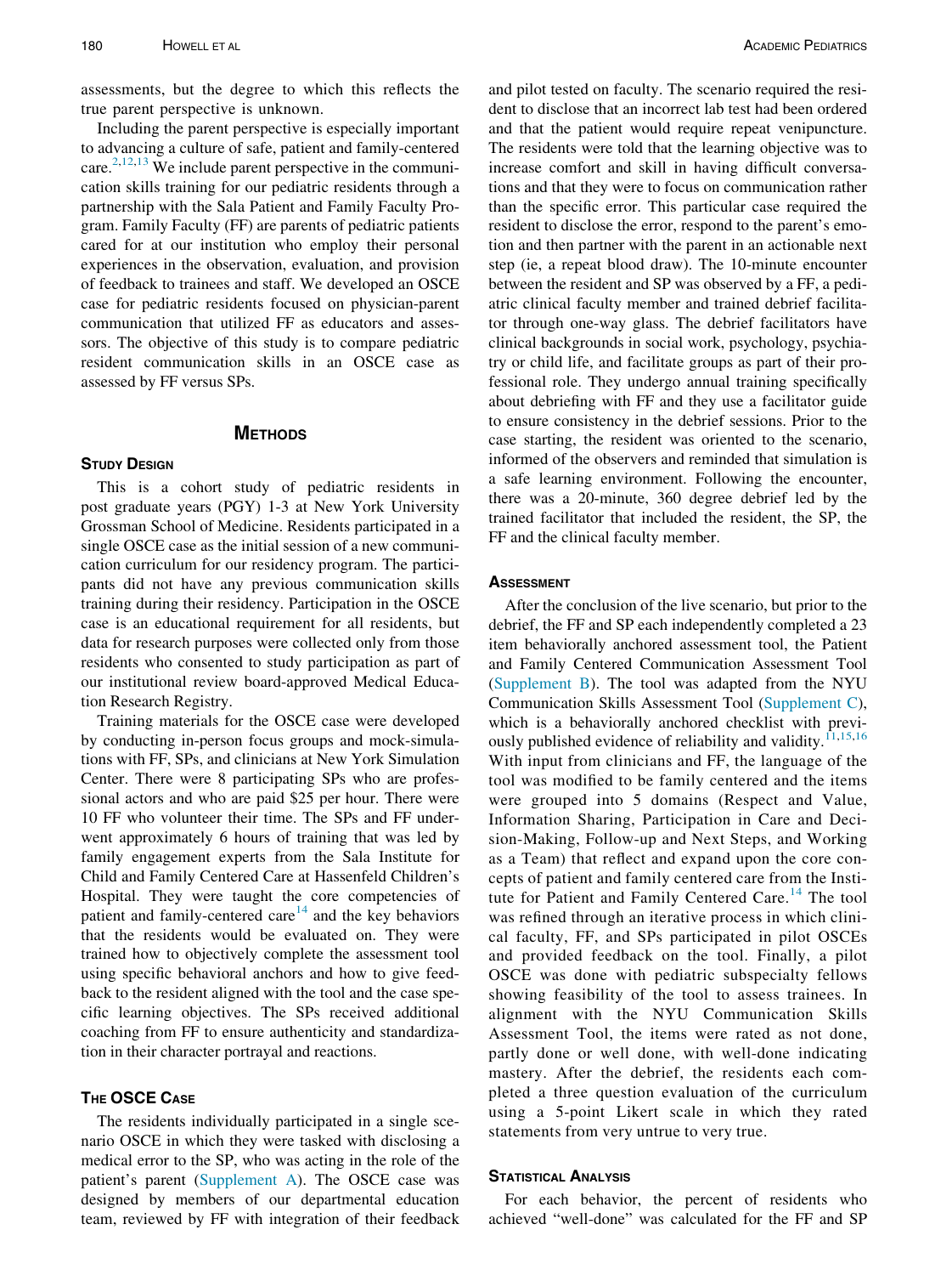assessments, but the degree to which this reflects the true parent perspective is unknown.

Including the parent perspective is especially important to advancing a culture of safe, patient and family-centered care.[2,12,13] We include parent perspective in the communication skills training for our pediatric residents through a partnership with the Sala Patient and Family Faculty Program. Family Faculty (FF) are parents of pediatric patients cared for at our institution who employ their personal experiences in the observation, evaluation, and provision of feedback to trainees and staff. We developed an OSCE case for pediatric residents focused on physician-parent communication that utilized FF as educators and assessors. The objective of this study is to compare pediatric resident communication skills in an OSCE case as assessed by FF versus SPs.

## Methods

### Study Design

This is a cohort study of pediatric residents in post graduate years (PGY) 1-3 at New York University Grossman School of Medicine. Residents participated in a single OSCE case as the initial session of a new communication curriculum for our residency program. The participants did not have any previous communication skills training during their residency. Participation in the OSCE case is an educational requirement for all residents, but data for research purposes were collected only from those residents who consented to study participation as part of our institutional review board-approved Medical Education Research Registry.

Training materials for the OSCE case were developed by conducting in-person focus groups and mock-simulations with FF, SPs, and clinicians at New York Simulation Center. There were 8 participating SPs who are professional actors and who are paid $25 per hour. There were 10 FF who volunteer their time. The SPs and FF underwent approximately 6 hours of training that was led by family engagement experts from the Sala Institute for Child and Family Centered Care at Hassenfeld Children's Hospital. They were taught the core competencies of patient and family-centered care[14] and the key behaviors that the residents would be evaluated on. They were trained how to objectively complete the assessment tool using specific behavioral anchors and how to give feedback to the resident aligned with the tool and the case specific learning objectives. The SPs received additional coaching from FF to ensure authenticity and standardization in their character portrayal and reactions.

### The OSCE Case

The residents individually participated in a single scenario OSCE in which they were tasked with disclosing a medical error to the SP, who was acting in the role of the patient's parent (Supplement A). The OSCE case was designed by members of our departmental education team, reviewed by FF with integration of their feedback and pilot tested on faculty. The scenario required the resident to disclose that an incorrect lab test had been ordered and that the patient would require repeat venipuncture. The residents were told that the learning objective was to increase comfort and skill in having difficult conversations and that they were to focus on communication rather than the specific error. This particular case required the resident to disclose the error, respond to the parent's emotion and then partner with the parent in an actionable next step (ie, a repeat blood draw). The 10-minute encounter between the resident and SP was observed by a FF, a pediatric clinical faculty member and trained debrief facilitator through one-way glass. The debrief facilitators have clinical backgrounds in social work, psychology, psychiatry or child life, and facilitate groups as part of their professional role. They undergo annual training specifically about debriefing with FF and they use a facilitator guide to ensure consistency in the debrief sessions. Prior to the case starting, the resident was oriented to the scenario, informed of the observers and reminded that simulation is a safe learning environment. Following the encounter, there was a 20-minute, 360 degree debrief led by the trained facilitator that included the resident, the SP, the FF and the clinical faculty member.

### Assessment

After the conclusion of the live scenario, but prior to the debrief, the FF and SP each independently completed a 23 item behaviorally anchored assessment tool, the Patient and Family Centered Communication Assessment Tool (Supplement B). The tool was adapted from the NYU Communication Skills Assessment Tool (Supplement C), which is a behaviorally anchored checklist with previously published evidence of reliability and validity.[11,15,16] With input from clinicians and FF, the language of the tool was modified to be family centered and the items were grouped into 5 domains (Respect and Value, Information Sharing, Participation in Care and Decision-Making, Follow-up and Next Steps, and Working as a Team) that reflect and expand upon the core concepts of patient and family centered care from the Institute for Patient and Family Centered Care.[14] The tool was refined through an iterative process in which clinical faculty, FF, and SPs participated in pilot OSCEs and provided feedback on the tool. Finally, a pilot OSCE was done with pediatric subspecialty fellows showing feasibility of the tool to assess trainees. In alignment with the NYU Communication Skills Assessment Tool, the items were rated as not done, partly done or well done, with well-done indicating mastery. After the debrief, the residents each completed a three question evaluation of the curriculum using a 5-point Likert scale in which they rated statements from very untrue to very true.

### Statistical Analysis

For each behavior, the percent of residents who achieved "well-done" was calculated for the FF and SP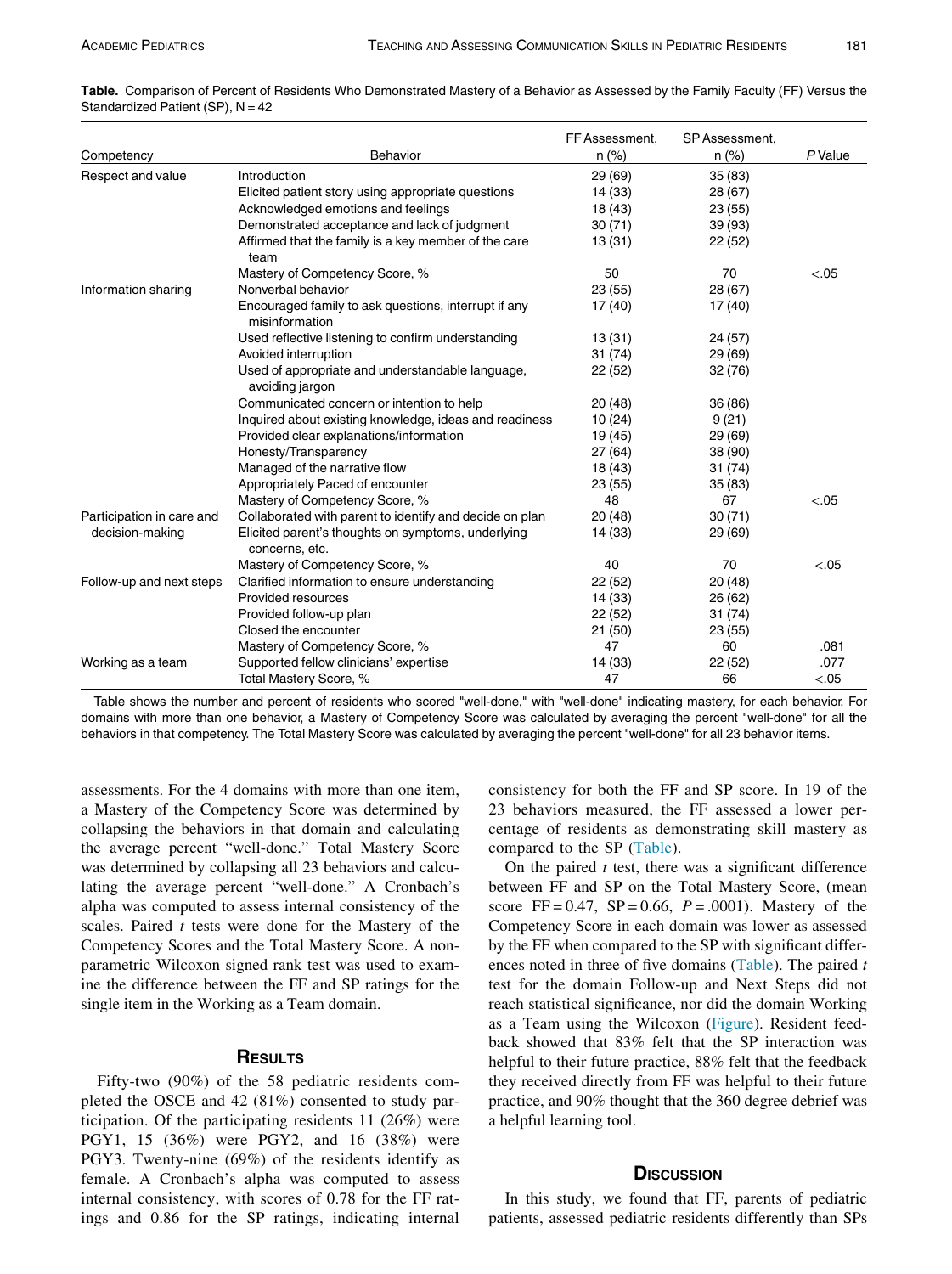**Table.** Comparison of Percent of Residents Who Demonstrated Mastery of a Behavior as Assessed by the Family Faculty (FF) Versus the Standardized Patient (SP), N = 42

| Competency | Behavior | FF Assessment, n (%) | SP Assessment, n (%) | *P* Value |
|---|---|---|---|---|
| Respect and value | Introduction | 29 (69) | 35 (83) | |
| | Elicited patient story using appropriate questions | 14 (33) | 28 (67) | |
| | Acknowledged emotions and feelings | 18 (43) | 23 (55) | |
| | Demonstrated acceptance and lack of judgment | 30 (71) | 39 (93) | |
| | Affirmed that the family is a key member of the care team | 13 (31) | 22 (52) | |
| | Mastery of Competency Score, % | 50 | 70 | <.05 |
| Information sharing | Nonverbal behavior | 23 (55) | 28 (67) | |
| | Encouraged family to ask questions, interrupt if any misinformation | 17 (40) | 17 (40) | |
| | Used reflective listening to confirm understanding | 13 (31) | 24 (57) | |
| | Avoided interruption | 31 (74) | 29 (69) | |
| | Used of appropriate and understandable language, avoiding jargon | 22 (52) | 32 (76) | |
| | Communicated concern or intention to help | 20 (48) | 36 (86) | |
| | Inquired about existing knowledge, ideas and readiness | 10 (24) | 9 (21) | |
| | Provided clear explanations/information | 19 (45) | 29 (69) | |
| | Honesty/Transparency | 27 (64) | 38 (90) | |
| | Managed of the narrative flow | 18 (43) | 31 (74) | |
| | Appropriately Paced of encounter | 23 (55) | 35 (83) | |
| | Mastery of Competency Score, % | 48 | 67 | <.05 |
| Participation in care and decision-making | Collaborated with parent to identify and decide on plan | 20 (48) | 30 (71) | |
| | Elicited parent's thoughts on symptoms, underlying concerns, etc. | 14 (33) | 29 (69) | |
| | Mastery of Competency Score, % | 40 | 70 | <.05 |
| Follow-up and next steps | Clarified information to ensure understanding | 22 (52) | 20 (48) | |
| | Provided resources | 14 (33) | 26 (62) | |
| | Provided follow-up plan | 22 (52) | 31 (74) | |
| | Closed the encounter | 21 (50) | 23 (55) | |
| | Mastery of Competency Score, % | 47 | 60 | .081 |
| Working as a team | Supported fellow clinicians' expertise | 14 (33) | 22 (52) | .077 |
| | Total Mastery Score, % | 47 | 66 | <.05 |

Table shows the number and percent of residents who scored "well-done," with "well-done" indicating mastery, for each behavior. For domains with more than one behavior, a Mastery of Competency Score was calculated by averaging the percent "well-done" for all the behaviors in that competency. The Total Mastery Score was calculated by averaging the percent "well-done" for all 23 behavior items.

assessments. For the 4 domains with more than one item, a Mastery of the Competency Score was determined by collapsing the behaviors in that domain and calculating the average percent "well-done." Total Mastery Score was determined by collapsing all 23 behaviors and calculating the average percent "well-done." A Cronbach's alpha was computed to assess internal consistency of the scales. Paired *t* tests were done for the Mastery of the Competency Scores and the Total Mastery Score. A nonparametric Wilcoxon signed rank test was used to examine the difference between the FF and SP ratings for the single item in the Working as a Team domain.

## Results

Fifty-two (90%) of the 58 pediatric residents completed the OSCE and 42 (81%) consented to study participation. Of the participating residents 11 (26%) were PGY1, 15 (36%) were PGY2, and 16 (38%) were PGY3. Twenty-nine (69%) of the residents identify as female. A Cronbach's alpha was computed to assess internal consistency, with scores of 0.78 for the FF ratings and 0.86 for the SP ratings, indicating internal consistency for both the FF and SP score. In 19 of the 23 behaviors measured, the FF assessed a lower percentage of residents as demonstrating skill mastery as compared to the SP (Table).

On the paired *t* test, there was a significant difference between FF and SP on the Total Mastery Score, (mean score FF = 0.47, SP = 0.66, $P = .0001$). Mastery of the Competency Score in each domain was lower as assessed by the FF when compared to the SP with significant differences noted in three of five domains (Table). The paired *t* test for the domain Follow-up and Next Steps did not reach statistical significance, nor did the domain Working as a Team using the Wilcoxon (Figure). Resident feedback showed that 83% felt that the SP interaction was helpful to their future practice, 88% felt that the feedback they received directly from FF was helpful to their future practice, and 90% thought that the 360 degree debrief was a helpful learning tool.

## Discussion

In this study, we found that FF, parents of pediatric patients, assessed pediatric residents differently than SPs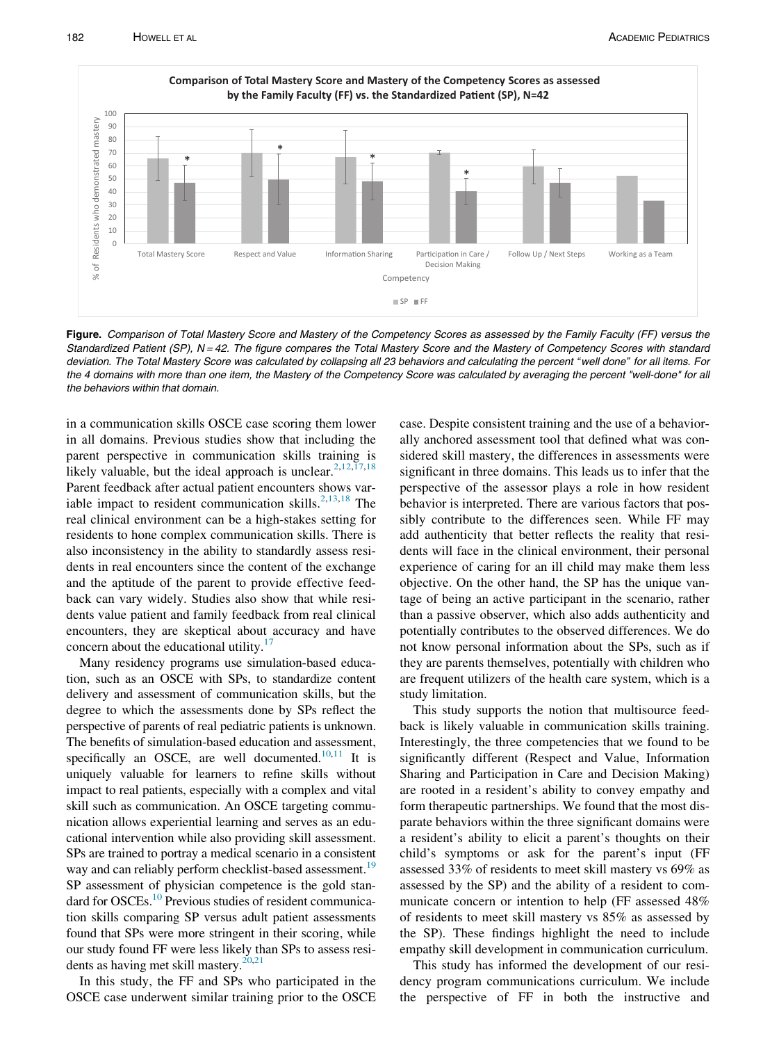**Figure.** *Comparison of Total Mastery Score and Mastery of the Competency Scores as assessed by the Family Faculty (FF) versus the Standardized Patient (SP), N = 42. The figure compares the Total Mastery Score and the Mastery of Competency Scores with standard deviation. The Total Mastery Score was calculated by collapsing all 23 behaviors and calculating the percent "well done" for all items. For the 4 domains with more than one item, the Mastery of the Competency Score was calculated by averaging the percent "well-done" for all the behaviors within that domain.*

in a communication skills OSCE case scoring them lower in all domains. Previous studies show that including the parent perspective in communication skills training is likely valuable, but the ideal approach is unclear.[2,12,17,18] Parent feedback after actual patient encounters shows variable impact to resident communication skills.[2,13,18] The real clinical environment can be a high-stakes setting for residents to hone complex communication skills. There is also inconsistency in the ability to standardly assess residents in real encounters since the content of the exchange and the aptitude of the parent to provide effective feedback can vary widely. Studies also show that while residents value patient and family feedback from real clinical encounters, they are skeptical about accuracy and have concern about the educational utility.[17]

Many residency programs use simulation-based education, such as an OSCE with SPs, to standardize content delivery and assessment of communication skills, but the degree to which the assessments done by SPs reflect the perspective of parents of real pediatric patients is unknown. The benefits of simulation-based education and assessment, specifically an OSCE, are well documented.[10,11] It is uniquely valuable for learners to refine skills without impact to real patients, especially with a complex and vital skill such as communication. An OSCE targeting communication allows experiential learning and serves as an educational intervention while also providing skill assessment. SPs are trained to portray a medical scenario in a consistent way and can reliably perform checklist-based assessment.[19] SP assessment of physician competence is the gold standard for OSCEs.[10] Previous studies of resident communication skills comparing SP versus adult patient assessments found that SPs were more stringent in their scoring, while our study found FF were less likely than SPs to assess residents as having met skill mastery.[20,21]

In this study, the FF and SPs who participated in the OSCE case underwent similar training prior to the OSCE case. Despite consistent training and the use of a behaviorally anchored assessment tool that defined what was considered skill mastery, the differences in assessments were significant in three domains. This leads us to infer that the perspective of the assessor plays a role in how resident behavior is interpreted. There are various factors that possibly contribute to the differences seen. While FF may add authenticity that better reflects the reality that residents will face in the clinical environment, their personal experience of caring for an ill child may make them less objective. On the other hand, the SP has the unique vantage of being an active participant in the scenario, rather than a passive observer, which also adds authenticity and potentially contributes to the observed differences. We do not know personal information about the SPs, such as if they are parents themselves, potentially with children who are frequent utilizers of the health care system, which is a study limitation.

This study supports the notion that multisource feedback is likely valuable in communication skills training. Interestingly, the three competencies that we found to be significantly different (Respect and Value, Information Sharing and Participation in Care and Decision Making) are rooted in a resident's ability to convey empathy and form therapeutic partnerships. We found that the most disparate behaviors within the three significant domains were a resident's ability to elicit a parent's thoughts on their child's symptoms or ask for the parent's input (FF assessed 33% of residents to meet skill mastery vs 69% as assessed by the SP) and the ability of a resident to communicate concern or intention to help (FF assessed 48% of residents to meet skill mastery vs 85% as assessed by the SP). These findings highlight the need to include empathy skill development in communication curriculum.

This study has informed the development of our residency program communications curriculum. We include the perspective of FF in both the instructive and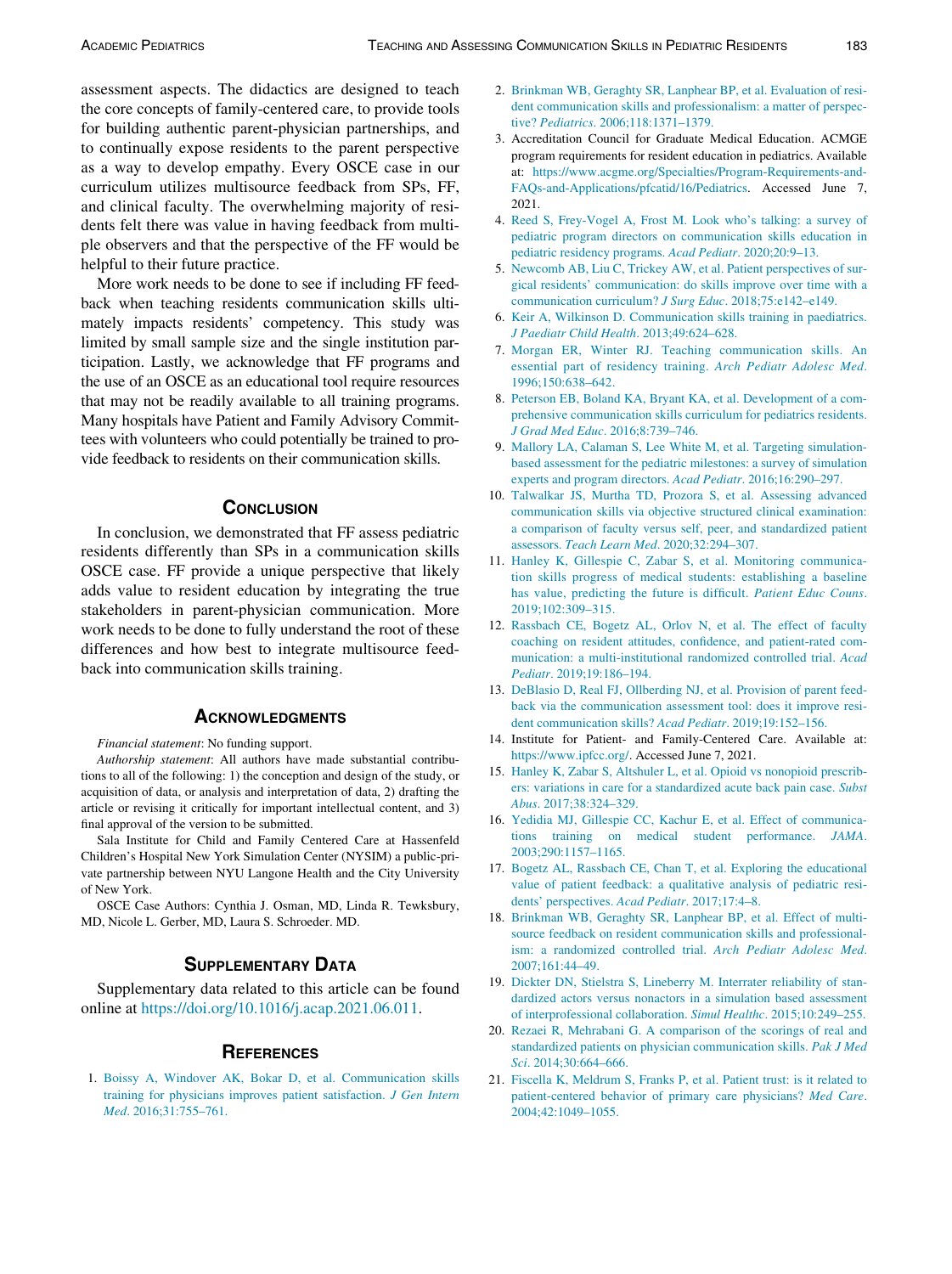assessment aspects. The didactics are designed to teach the core concepts of family-centered care, to provide tools for building authentic parent-physician partnerships, and to continually expose residents to the parent perspective as a way to develop empathy. Every OSCE case in our curriculum utilizes multisource feedback from SPs, FF, and clinical faculty. The overwhelming majority of residents felt there was value in having feedback from multiple observers and that the perspective of the FF would be helpful to their future practice.

More work needs to be done to see if including FF feedback when teaching residents communication skills ultimately impacts residents' competency. This study was limited by small sample size and the single institution participation. Lastly, we acknowledge that FF programs and the use of an OSCE as an educational tool require resources that may not be readily available to all training programs. Many hospitals have Patient and Family Advisory Committees with volunteers who could potentially be trained to provide feedback to residents on their communication skills.

## Conclusion

In conclusion, we demonstrated that FF assess pediatric residents differently than SPs in a communication skills OSCE case. FF provide a unique perspective that likely adds value to resident education by integrating the true stakeholders in parent-physician communication. More work needs to be done to fully understand the root of these differences and how best to integrate multisource feedback into communication skills training.

## Acknowledgments

*Financial statement*: No funding support.

*Authorship statement*: All authors have made substantial contributions to all of the following: 1) the conception and design of the study, or acquisition of data, or analysis and interpretation of data, 2) drafting the article or revising it critically for important intellectual content, and 3) final approval of the version to be submitted.

Sala Institute for Child and Family Centered Care at Hassenfeld Children's Hospital New York Simulation Center (NYSIM) a public-private partnership between NYU Langone Health and the City University of New York.

OSCE Case Authors: Cynthia J. Osman, MD, Linda R. Tewksbury, MD, Nicole L. Gerber, MD, Laura S. Schroeder. MD.

## Supplementary Data

Supplementary data related to this article can be found online at https://doi.org/10.1016/j.acap.2021.06.011.

## References

1. Boissy A, Windover AK, Bokar D, et al. Communication skills training for physicians improves patient satisfaction. *J Gen Intern Med*. 2016;31:755–761.
2. Brinkman WB, Geraghty SR, Lanphear BP, et al. Evaluation of resident communication skills and professionalism: a matter of perspective? *Pediatrics*. 2006;118:1371–1379.
3. Accreditation Council for Graduate Medical Education. ACMGE program requirements for resident education in pediatrics. Available at: https://www.acgme.org/Specialties/Program-Requirements-and-FAQs-and-Applications/pfcatid/16/Pediatrics. Accessed June 7, 2021.
4. Reed S, Frey-Vogel A, Frost M. Look who's talking: a survey of pediatric program directors on communication skills education in pediatric residency programs. *Acad Pediatr*. 2020;20:9–13.
5. Newcomb AB, Liu C, Trickey AW, et al. Patient perspectives of surgical residents' communication: do skills improve over time with a communication curriculum? *J Surg Educ*. 2018;75:e142–e149.
6. Keir A, Wilkinson D. Communication skills training in paediatrics. *J Paediatr Child Health*. 2013;49:624–628.
7. Morgan ER, Winter RJ. Teaching communication skills. An essential part of residency training. *Arch Pediatr Adolesc Med*. 1996;150:638–642.
8. Peterson EB, Boland KA, Bryant KA, et al. Development of a comprehensive communication skills curriculum for pediatrics residents. *J Grad Med Educ*. 2016;8:739–746.
9. Mallory LA, Calaman S, Lee White M, et al. Targeting simulation-based assessment for the pediatric milestones: a survey of simulation experts and program directors. *Acad Pediatr*. 2016;16:290–297.
10. Talwalkar JS, Murtha TD, Prozora S, et al. Assessing advanced communication skills via objective structured clinical examination: a comparison of faculty versus self, peer, and standardized patient assessors. *Teach Learn Med*. 2020;32:294–307.
11. Hanley K, Gillespie C, Zabar S, et al. Monitoring communication skills progress of medical students: establishing a baseline has value, predicting the future is difficult. *Patient Educ Couns*. 2019;102:309–315.
12. Rassbach CE, Bogetz AL, Orlov N, et al. The effect of faculty coaching on resident attitudes, confidence, and patient-rated communication: a multi-institutional randomized controlled trial. *Acad Pediatr*. 2019;19:186–194.
13. DeBlasio D, Real FJ, Ollberding NJ, et al. Provision of parent feedback via the communication assessment tool: does it improve resident communication skills? *Acad Pediatr*. 2019;19:152–156.
14. Institute for Patient- and Family-Centered Care. Available at: https://www.ipfcc.org/. Accessed June 7, 2021.
15. Hanley K, Zabar S, Altshuler L, et al. Opioid vs nonopioid prescribers: variations in care for a standardized acute back pain case. *Subst Abus*. 2017;38:324–329.
16. Yedidia MJ, Gillespie CC, Kachur E, et al. Effect of communications training on medical student performance. *JAMA*. 2003;290:1157–1165.
17. Bogetz AL, Rassbach CE, Chan T, et al. Exploring the educational value of patient feedback: a qualitative analysis of pediatric residents' perspectives. *Acad Pediatr*. 2017;17:4–8.
18. Brinkman WB, Geraghty SR, Lanphear BP, et al. Effect of multisource feedback on resident communication skills and professionalism: a randomized controlled trial. *Arch Pediatr Adolesc Med*. 2007;161:44–49.
19. Dickter DN, Stielstra S, Lineberry M. Interrater reliability of standardized actors versus nonactors in a simulation based assessment of interprofessional collaboration. *Simul Healthc*. 2015;10:249–255.
20. Rezaei R, Mehrabani G. A comparison of the scorings of real and standardized patients on physician communication skills. *Pak J Med Sci*. 2014;30:664–666.
21. Fiscella K, Meldrum S, Franks P, et al. Patient trust: is it related to patient-centered behavior of primary care physicians? *Med Care*. 2004;42:1049–1055.